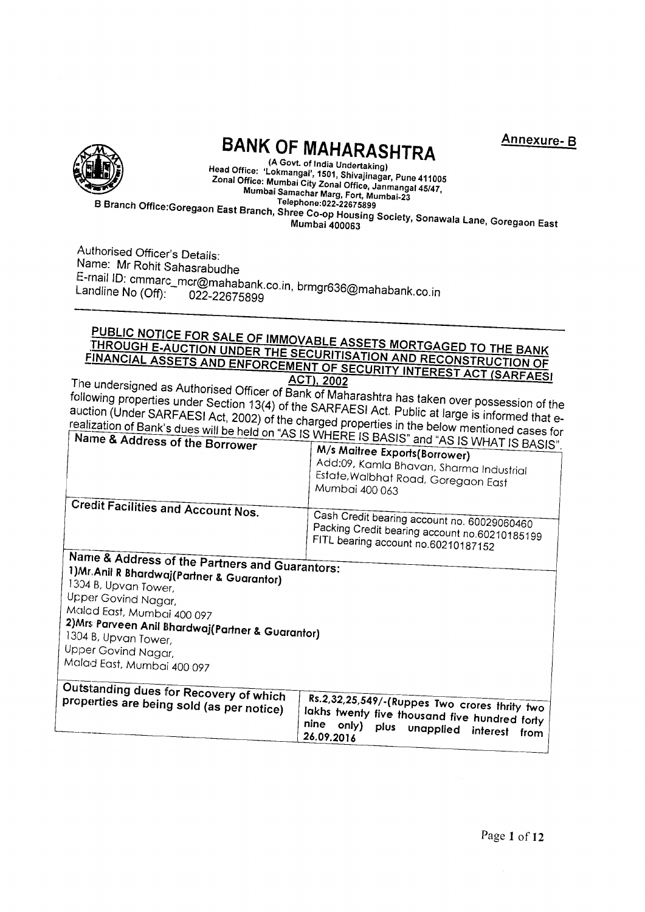**Annexure- B**

# BANK OF MAHARASHTRA

(A Govt. of India Undertaking)
Head Office: 'Lokmangal', 1501, Shivajinagar, Pune 411005
Zonal Office: Mumbai City Zonal Office, Janmangal 45/47,
Mumbai Samachar Marg, Fort, Mumbai-23
Telephone:022-22675899
B Branch Office:Goregaon East Branch, Shree Co-op Housing Society, Sonawala Lane, Goregaon East
Mumbai 400063

Authorised Officer's Details:
Name: Mr Rohit Sahasrabudhe
E-mail ID: cmmarc_mcr@mahabank.co.in, brmgr636@mahabank.co.in
Landline No (Off): 022-22675899

---

## PUBLIC NOTICE FOR SALE OF IMMOVABLE ASSETS MORTGAGED TO THE BANK THROUGH E-AUCTION UNDER THE SECURITISATION AND RECONSTRUCTION OF FINANCIAL ASSETS AND ENFORCEMENT OF SECURITY INTEREST ACT (SARFAESI ACT), 2002

The undersigned as Authorised Officer of Bank of Maharashtra has taken over possession of the following properties under Section 13(4) of the SARFAESI Act. Public at large is informed that e-auction (Under SARFAESI Act, 2002) of the charged properties in the below mentioned cases for realization of Bank's dues will be held on "AS IS WHERE IS BASIS" and "AS IS WHAT IS BASIS".

| Name & Address of the Borrower | **M/s Maitree Exports(Borrower)**<br>Add:09, Kamla Bhavan, Sharma Industrial Estate,Walbhat Road, Goregaon East Mumbai 400 063 |
|---|---|
| Credit Facilities and Account Nos. | Cash Credit bearing account no. 60029060460<br>Packing Credit bearing account no.60210185199<br>FITL bearing account no.60210187152 |
| **Name & Address of the Partners and Guarantors:**<br>**1)Mr.Anil R Bhardwaj(Partner & Guarantor)**<br>1304 B, Upvan Tower,<br>Upper Govind Nagar,<br>Malad East, Mumbai 400 097<br>**2)Mrs Parveen Anil Bhardwaj(Partner & Guarantor)**<br>1304 B, Upvan Tower,<br>Upper Govind Nagar,<br>Malad East, Mumbai 400 097 | |
| Outstanding dues for Recovery of which properties are being sold (as per notice) | **Rs.2,32,25,549/-(Ruppes Two crores thrity two lakhs twenty five thousand five hundred forty nine only) plus unapplied interest from 26.09.2016** |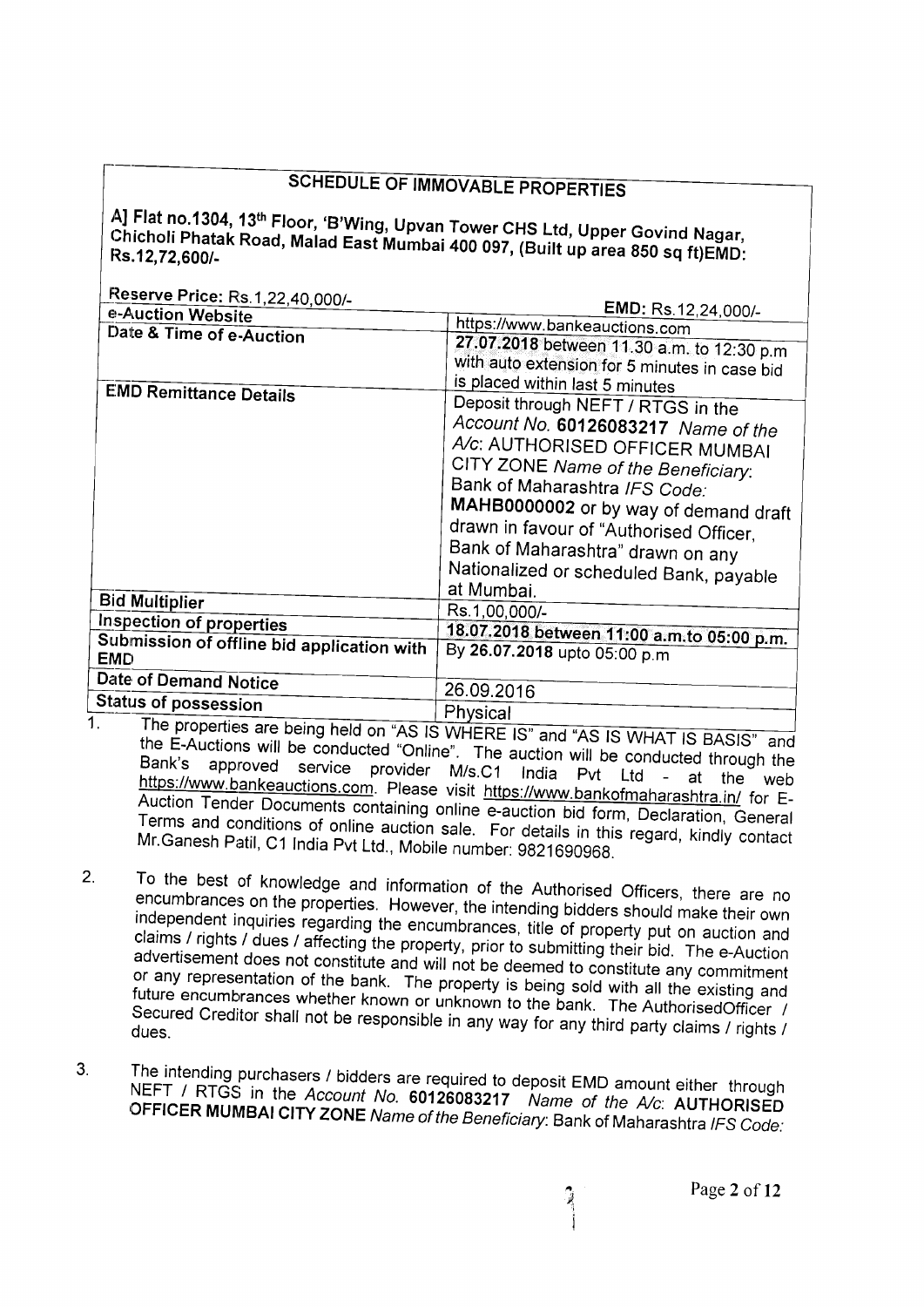## SCHEDULE OF IMMOVABLE PROPERTIES

**A] Flat no.1304, 13th Floor, 'B'Wing, Upvan Tower CHS Ltd, Upper Govind Nagar, Chicholi Phatak Road, Malad East Mumbai 400 097, (Built up area 850 sq ft)EMD: Rs.12,72,600/-**

| **Reserve Price:** Rs.1,22,40,000/- | **EMD:** Rs.12,24,000/- |
|---|---|
| **e-Auction Website** | https://www.bankeauctions.com |
| **Date & Time of e-Auction** | **27.07.2018** between 11.30 a.m. to 12:30 p.m with auto extension for 5 minutes in case bid is placed within last 5 minutes |
| **EMD Remittance Details** | Deposit through NEFT / RTGS in the *Account No.* **60126083217** *Name of the A/c*: AUTHORISED OFFICER MUMBAI CITY ZONE *Name of the Beneficiary*: Bank of Maharashtra *IFS Code:* **MAHB0000002** or by way of demand draft drawn in favour of "Authorised Officer, Bank of Maharashtra" drawn on any Nationalized or scheduled Bank, payable at Mumbai. |
| **Bid Multiplier** | Rs.1,00,000/- |
| **Inspection of properties** | **18.07.2018 between 11:00 a.m.to 05:00 p.m.** |
| **Submission of offline bid application with EMD** | By **26.07.2018** upto 05:00 p.m |
| **Date of Demand Notice** | 26.09.2016 |
| **Status of possession** | Physical |

1. The properties are being held on "AS IS WHERE IS" and "AS IS WHAT IS BASIS" and the E-Auctions will be conducted "Online". The auction will be conducted through the Bank's approved service provider M/s.C1 India Pvt Ltd - at the web https://www.bankeauctions.com. Please visit https://www.bankofmaharashtra.in/ for E-Auction Tender Documents containing online e-auction bid form, Declaration, General Terms and conditions of online auction sale. For details in this regard, kindly contact Mr.Ganesh Patil, C1 India Pvt Ltd., Mobile number: 9821690968.

2. To the best of knowledge and information of the Authorised Officers, there are no encumbrances on the properties. However, the intending bidders should make their own independent inquiries regarding the encumbrances, title of property put on auction and claims / rights / dues / affecting the property, prior to submitting their bid. The e-Auction advertisement does not constitute and will not be deemed to constitute any commitment or any representation of the bank. The property is being sold with all the existing and future encumbrances whether known or unknown to the bank. The AuthorisedOfficer / Secured Creditor shall not be responsible in any way for any third party claims / rights / dues.

3. The intending purchasers / bidders are required to deposit EMD amount either through NEFT / RTGS in the *Account No.* **60126083217** *Name of the A/c*: **AUTHORISED OFFICER MUMBAI CITY ZONE** *Name of the Beneficiary*: Bank of Maharashtra *IFS Code:*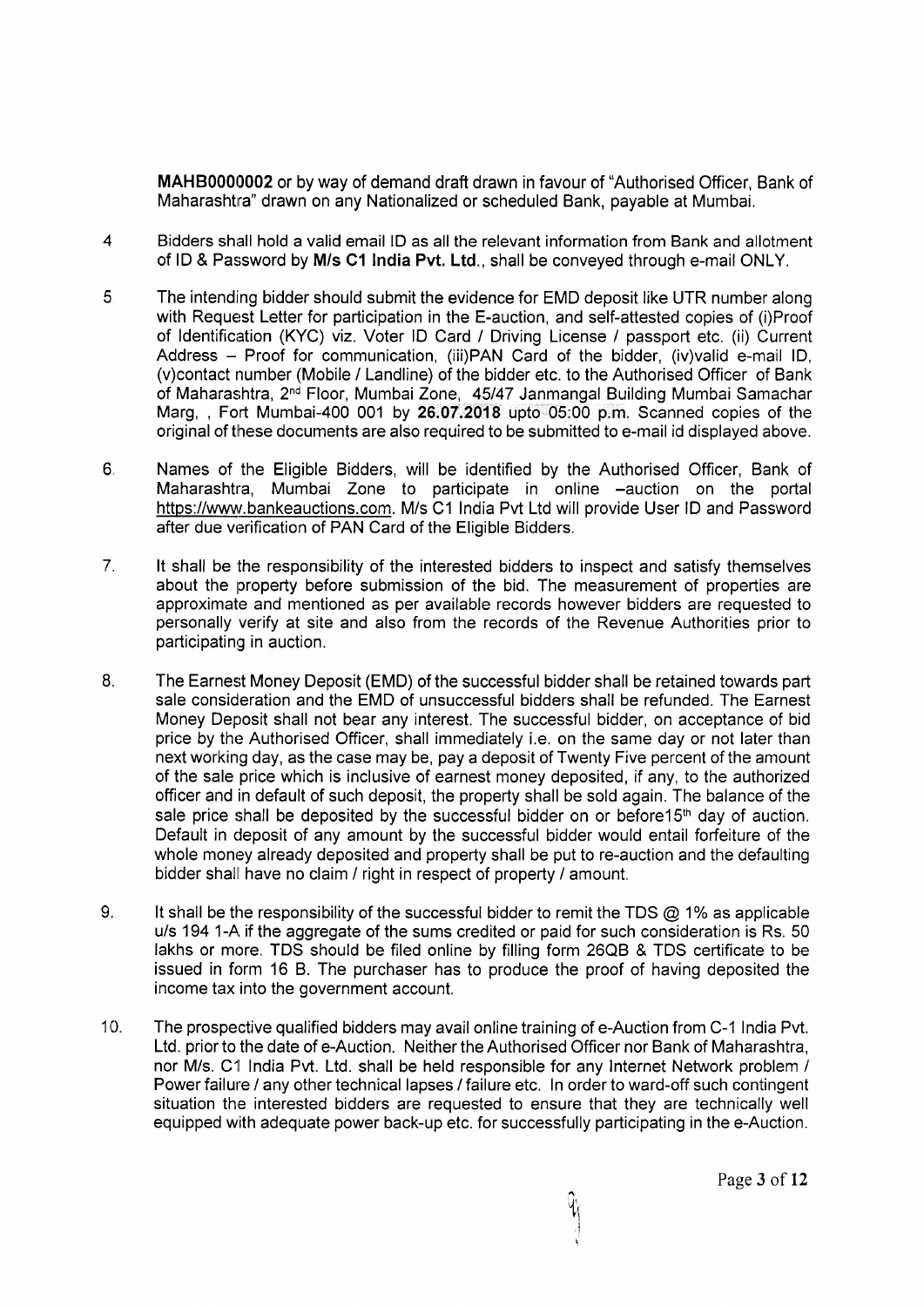**MAHB0000002** or by way of demand draft drawn in favour of "Authorised Officer, Bank of Maharashtra" drawn on any Nationalized or scheduled Bank, payable at Mumbai.

4 Bidders shall hold a valid email ID as all the relevant information from Bank and allotment of ID & Password by **M/s C1 India Pvt. Ltd.**, shall be conveyed through e-mail ONLY.

5 The intending bidder should submit the evidence for EMD deposit like UTR number along with Request Letter for participation in the E-auction, and self-attested copies of (i)Proof of Identification (KYC) viz. Voter ID Card / Driving License / passport etc. (ii) Current Address – Proof for communication, (iii)PAN Card of the bidder, (iv)valid e-mail ID, (v)contact number (Mobile / Landline) of the bidder etc. to the Authorised Officer of Bank of Maharashtra, 2nd Floor, Mumbai Zone, 45/47 Janmangal Building Mumbai Samachar Marg, , Fort Mumbai-400 001 by **26.07.2018** upto 05:00 p.m. Scanned copies of the original of these documents are also required to be submitted to e-mail id displayed above.

6. Names of the Eligible Bidders, will be identified by the Authorised Officer, Bank of Maharashtra, Mumbai Zone to participate in online –auction on the portal https://www.bankeauctions.com. M/s C1 India Pvt Ltd will provide User ID and Password after due verification of PAN Card of the Eligible Bidders.

7. It shall be the responsibility of the interested bidders to inspect and satisfy themselves about the property before submission of the bid. The measurement of properties are approximate and mentioned as per available records however bidders are requested to personally verify at site and also from the records of the Revenue Authorities prior to participating in auction.

8. The Earnest Money Deposit (EMD) of the successful bidder shall be retained towards part sale consideration and the EMD of unsuccessful bidders shall be refunded. The Earnest Money Deposit shall not bear any interest. The successful bidder, on acceptance of bid price by the Authorised Officer, shall immediately i.e. on the same day or not later than next working day, as the case may be, pay a deposit of Twenty Five percent of the amount of the sale price which is inclusive of earnest money deposited, if any, to the authorized officer and in default of such deposit, the property shall be sold again. The balance of the sale price shall be deposited by the successful bidder on or before15th day of auction. Default in deposit of any amount by the successful bidder would entail forfeiture of the whole money already deposited and property shall be put to re-auction and the defaulting bidder shall have no claim / right in respect of property / amount.

9. It shall be the responsibility of the successful bidder to remit the TDS @ 1% as applicable u/s 194 1-A if the aggregate of the sums credited or paid for such consideration is Rs. 50 lakhs or more. TDS should be filed online by filling form 26QB & TDS certificate to be issued in form 16 B. The purchaser has to produce the proof of having deposited the income tax into the government account.

10. The prospective qualified bidders may avail online training of e-Auction from C-1 India Pvt. Ltd. prior to the date of e-Auction. Neither the Authorised Officer nor Bank of Maharashtra, nor M/s. C1 India Pvt. Ltd. shall be held responsible for any Internet Network problem / Power failure / any other technical lapses / failure etc. In order to ward-off such contingent situation the interested bidders are requested to ensure that they are technically well equipped with adequate power back-up etc. for successfully participating in the e-Auction.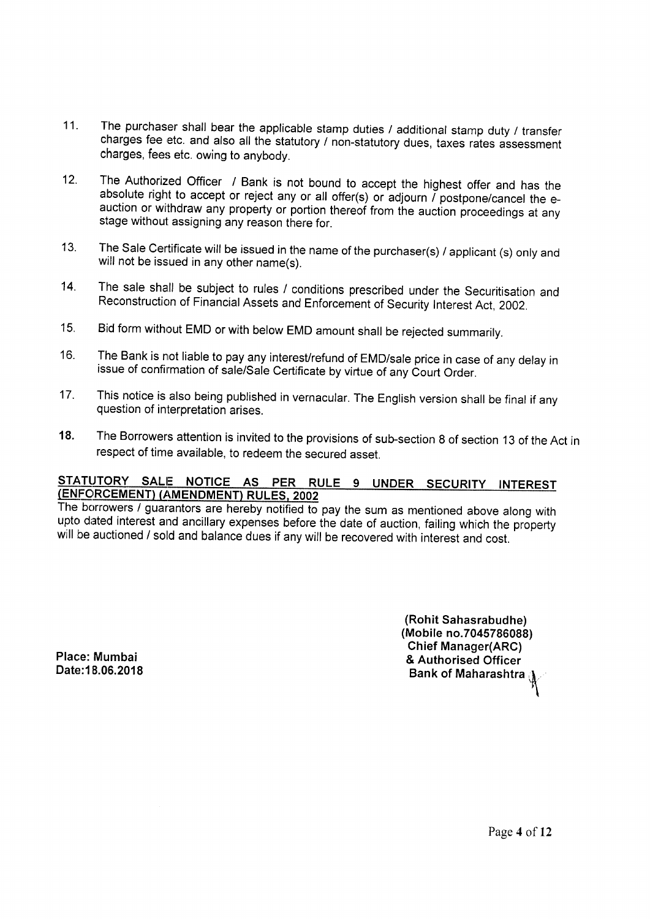11. The purchaser shall bear the applicable stamp duties / additional stamp duty / transfer charges fee etc. and also all the statutory / non-statutory dues, taxes rates assessment charges, fees etc. owing to anybody.

12. The Authorized Officer / Bank is not bound to accept the highest offer and has the absolute right to accept or reject any or all offer(s) or adjourn / postpone/cancel the e-auction or withdraw any property or portion thereof from the auction proceedings at any stage without assigning any reason there for.

13. The Sale Certificate will be issued in the name of the purchaser(s) / applicant (s) only and will not be issued in any other name(s).

14. The sale shall be subject to rules / conditions prescribed under the Securitisation and Reconstruction of Financial Assets and Enforcement of Security Interest Act, 2002.

15. Bid form without EMD or with below EMD amount shall be rejected summarily.

16. The Bank is not liable to pay any interest/refund of EMD/sale price in case of any delay in issue of confirmation of sale/Sale Certificate by virtue of any Court Order.

17. This notice is also being published in vernacular. The English version shall be final if any question of interpretation arises.

18. The Borrowers attention is invited to the provisions of sub-section 8 of section 13 of the Act in respect of time available, to redeem the secured asset.

**STATUTORY SALE NOTICE AS PER RULE 9 UNDER SECURITY INTEREST (ENFORCEMENT) (AMENDMENT) RULES, 2002**

The borrowers / guarantors are hereby notified to pay the sum as mentioned above along with upto dated interest and ancillary expenses before the date of auction, failing which the property will be auctioned / sold and balance dues if any will be recovered with interest and cost.

**Place: Mumbai**
**Date:18.06.2018**

**(Rohit Sahasrabudhe)**
**(Mobile no.7045786088)**
**Chief Manager(ARC)**
**& Authorised Officer**
**Bank of Maharashtra**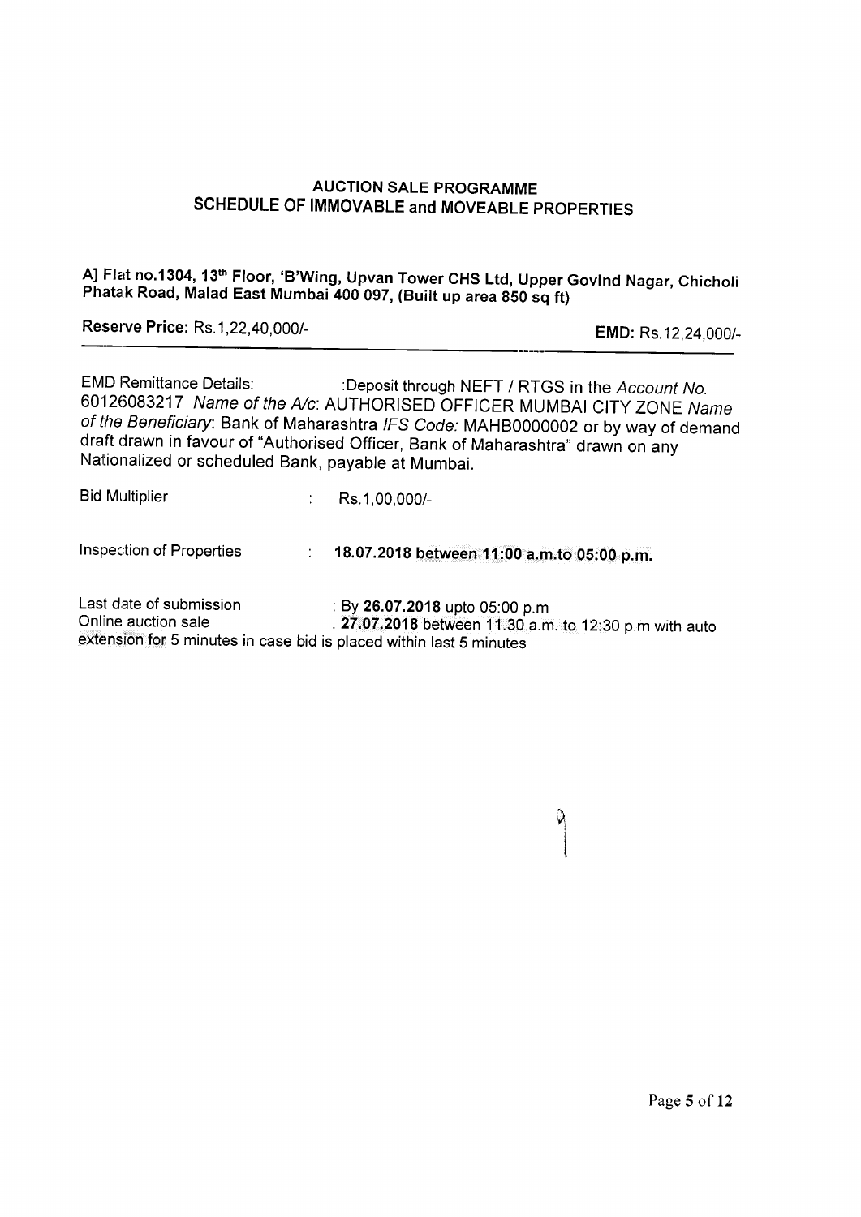## AUCTION SALE PROGRAMME
## SCHEDULE OF IMMOVABLE and MOVEABLE PROPERTIES

**A] Flat no.1304, 13th Floor, 'B'Wing, Upvan Tower CHS Ltd, Upper Govind Nagar, Chicholi Phatak Road, Malad East Mumbai 400 097, (Built up area 850 sq ft)**

**Reserve Price:** Rs.1,22,40,000/- **EMD:** Rs.12,24,000/-

---

EMD Remittance Details: :Deposit through NEFT / RTGS in the *Account No.* 60126083217 *Name of the A/c*: AUTHORISED OFFICER MUMBAI CITY ZONE *Name of the Beneficiary*: Bank of Maharashtra *IFS Code:* MAHB0000002 or by way of demand draft drawn in favour of "Authorised Officer, Bank of Maharashtra" drawn on any Nationalized or scheduled Bank, payable at Mumbai.

Bid Multiplier : Rs.1,00,000/-

Inspection of Properties : **18.07.2018 between 11:00 a.m.to 05:00 p.m.**

Last date of submission : By **26.07.2018** upto 05:00 p.m
Online auction sale : **27.07.2018** between 11.30 a.m. to 12:30 p.m with auto extension for 5 minutes in case bid is placed within last 5 minutes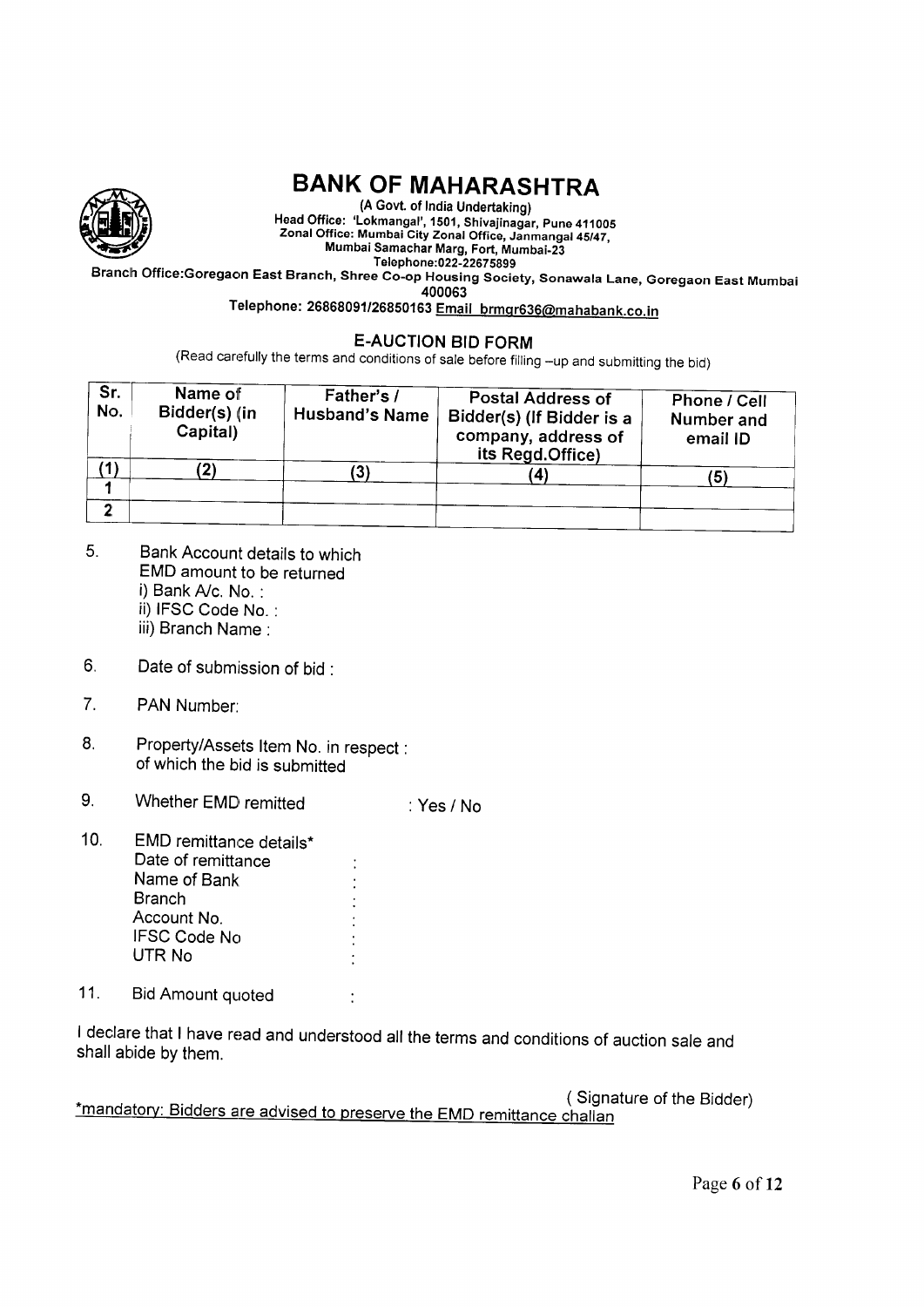# BANK OF MAHARASHTRA

(A Govt. of India Undertaking)
Head Office: 'Lokmangal', 1501, Shivajinagar, Pune 411005
Zonal Office: Mumbai City Zonal Office, Janmangal 45/47, Mumbai Samachar Marg, Fort, Mumbai-23
Telephone:022-22675899
Branch Office:Goregaon East Branch, Shree Co-op Housing Society, Sonawala Lane, Goregaon East Mumbai 400063
Telephone: 26868091/26850163 Email brmgr636@mahabank.co.in

## E-AUCTION BID FORM

(Read carefully the terms and conditions of sale before filling –up and submitting the bid)

| Sr. No. | Name of Bidder(s) (in Capital) | Father's / Husband's Name | Postal Address of Bidder(s) (If Bidder is a company, address of its Regd.Office) | Phone / Cell Number and email ID |
|---|---|---|---|---|
| (1) | (2) | (3) | (4) | (5) |
| 1 | | | | |
| 2 | | | | |

5. Bank Account details to which EMD amount to be returned
   i) Bank A/c. No. :
   ii) IFSC Code No. :
   iii) Branch Name :

6. Date of submission of bid :

7. PAN Number:

8. Property/Assets Item No. in respect of which the bid is submitted :

9. Whether EMD remitted : Yes / No

10. EMD remittance details*
    Date of remittance :
    Name of Bank :
    Branch :
    Account No. :
    IFSC Code No :
    UTR No :

11. Bid Amount quoted :

I declare that I have read and understood all the terms and conditions of auction sale and shall abide by them.

( Signature of the Bidder)

*mandatory: Bidders are advised to preserve the EMD remittance challan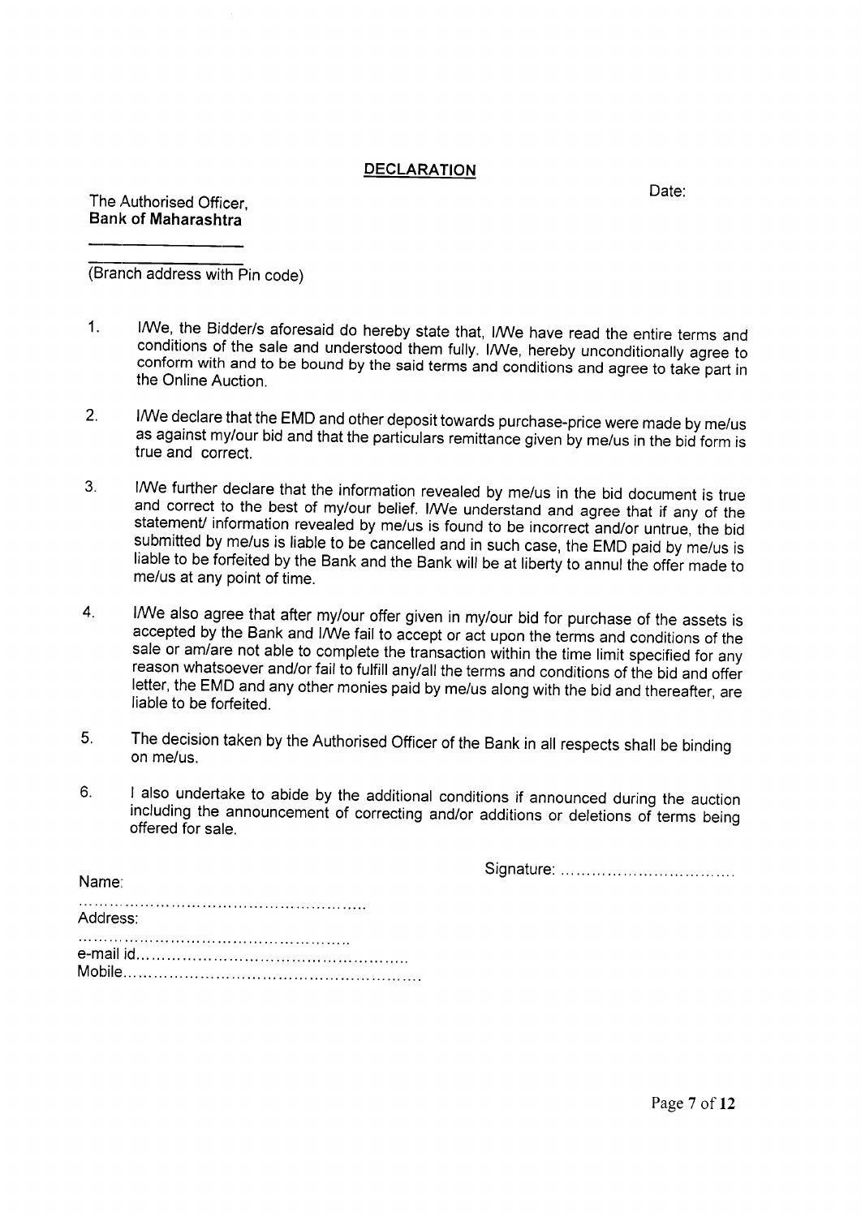## DECLARATION

Date:

The Authorised Officer,
**Bank of Maharashtra**

\_\_\_\_\_\_\_\_\_\_\_\_\_\_\_\_\_\_

\_\_\_\_\_\_\_\_\_\_\_\_\_\_\_\_\_\_
(Branch address with Pin code)

1. I/We, the Bidder/s aforesaid do hereby state that, I/We have read the entire terms and conditions of the sale and understood them fully. I/We, hereby unconditionally agree to conform with and to be bound by the said terms and conditions and agree to take part in the Online Auction.

2. I/We declare that the EMD and other deposit towards purchase-price were made by me/us as against my/our bid and that the particulars remittance given by me/us in the bid form is true and correct.

3. I/We further declare that the information revealed by me/us in the bid document is true and correct to the best of my/our belief. I/We understand and agree that if any of the statement/ information revealed by me/us is found to be incorrect and/or untrue, the bid submitted by me/us is liable to be cancelled and in such case, the EMD paid by me/us is liable to be forfeited by the Bank and the Bank will be at liberty to annul the offer made to me/us at any point of time.

4. I/We also agree that after my/our offer given in my/our bid for purchase of the assets is accepted by the Bank and I/We fail to accept or act upon the terms and conditions of the sale or am/are not able to complete the transaction within the time limit specified for any reason whatsoever and/or fail to fulfill any/all the terms and conditions of the bid and offer letter, the EMD and any other monies paid by me/us along with the bid and thereafter, are liable to be forfeited.

5. The decision taken by the Authorised Officer of the Bank in all respects shall be binding on me/us.

6. I also undertake to abide by the additional conditions if announced during the auction including the announcement of correcting and/or additions or deletions of terms being offered for sale.

Signature: ..................................

Name:

......................................................

Address:

......................................................

e-mail id......................................................

Mobile.........................................................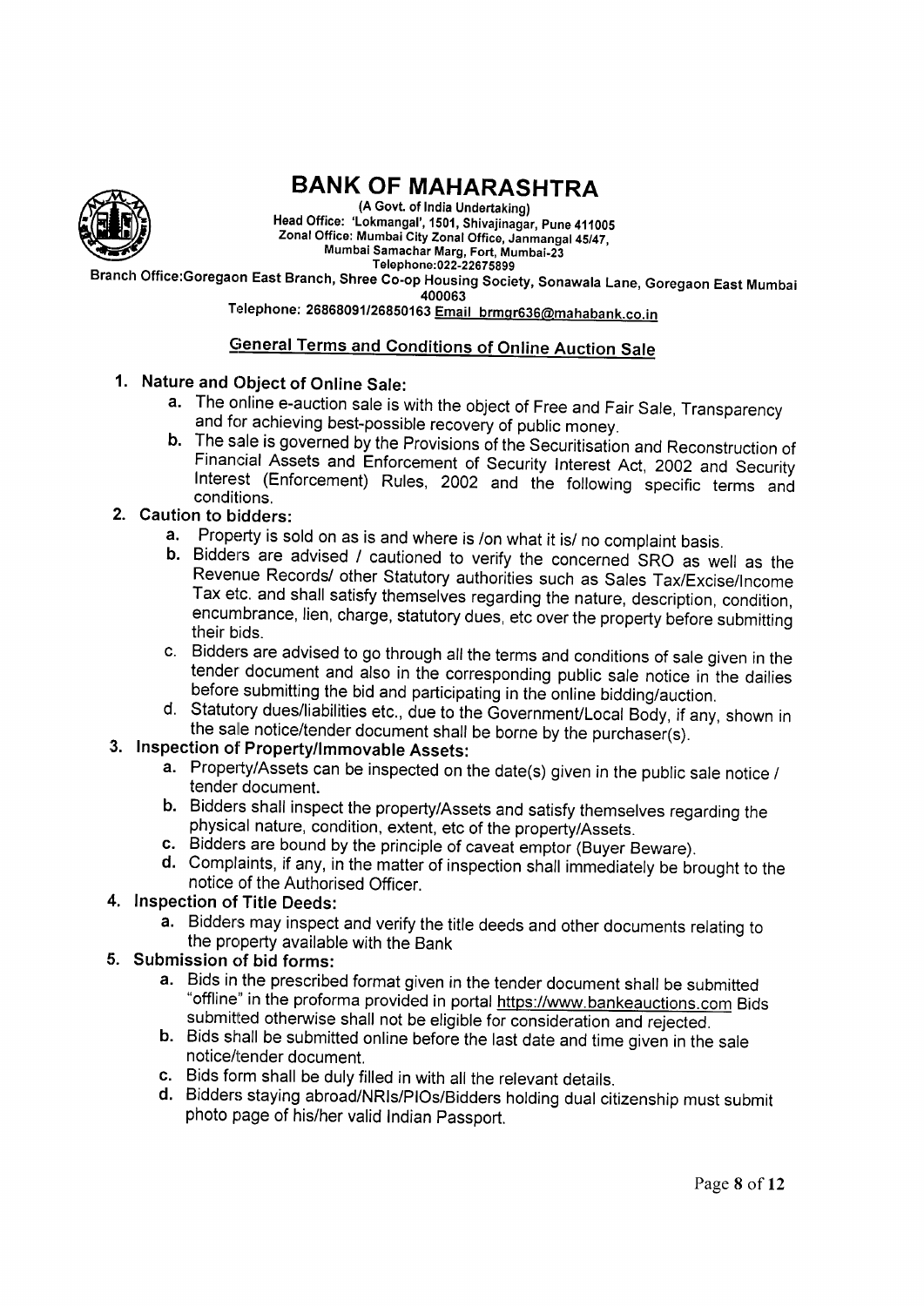# BANK OF MAHARASHTRA

(A Govt. of India Undertaking)
Head Office: 'Lokmangal', 1501, Shivajinagar, Pune 411005
Zonal Office: Mumbai City Zonal Office, Janmangal 45/47,
Mumbai Samachar Marg, Fort, Mumbai-23
Telephone:022-22675899

Branch Office:Goregaon East Branch, Shree Co-op Housing Society, Sonawala Lane, Goregaon East Mumbai 400063

Telephone: 26868091/26850163 Email brmgr636@mahabank.co.in

## General Terms and Conditions of Online Auction Sale

1. **Nature and Object of Online Sale:**
   a. The online e-auction sale is with the object of Free and Fair Sale, Transparency and for achieving best-possible recovery of public money.
   b. The sale is governed by the Provisions of the Securitisation and Reconstruction of Financial Assets and Enforcement of Security Interest Act, 2002 and Security Interest (Enforcement) Rules, 2002 and the following specific terms and conditions.
2. **Caution to bidders:**
   a. Property is sold on as is and where is /on what it is/ no complaint basis.
   b. Bidders are advised / cautioned to verify the concerned SRO as well as the Revenue Records/ other Statutory authorities such as Sales Tax/Excise/Income Tax etc. and shall satisfy themselves regarding the nature, description, condition, encumbrance, lien, charge, statutory dues, etc over the property before submitting their bids.
   c. Bidders are advised to go through all the terms and conditions of sale given in the tender document and also in the corresponding public sale notice in the dailies before submitting the bid and participating in the online bidding/auction.
   d. Statutory dues/liabilities etc., due to the Government/Local Body, if any, shown in the sale notice/tender document shall be borne by the purchaser(s).
3. **Inspection of Property/Immovable Assets:**
   a. Property/Assets can be inspected on the date(s) given in the public sale notice / tender document.
   b. Bidders shall inspect the property/Assets and satisfy themselves regarding the physical nature, condition, extent, etc of the property/Assets.
   c. Bidders are bound by the principle of caveat emptor (Buyer Beware).
   d. Complaints, if any, in the matter of inspection shall immediately be brought to the notice of the Authorised Officer.
4. **Inspection of Title Deeds:**
   a. Bidders may inspect and verify the title deeds and other documents relating to the property available with the Bank
5. **Submission of bid forms:**
   a. Bids in the prescribed format given in the tender document shall be submitted "offline" in the proforma provided in portal https://www.bankeauctions.com Bids submitted otherwise shall not be eligible for consideration and rejected.
   b. Bids shall be submitted online before the last date and time given in the sale notice/tender document.
   c. Bids form shall be duly filled in with all the relevant details.
   d. Bidders staying abroad/NRIs/PIOs/Bidders holding dual citizenship must submit photo page of his/her valid Indian Passport.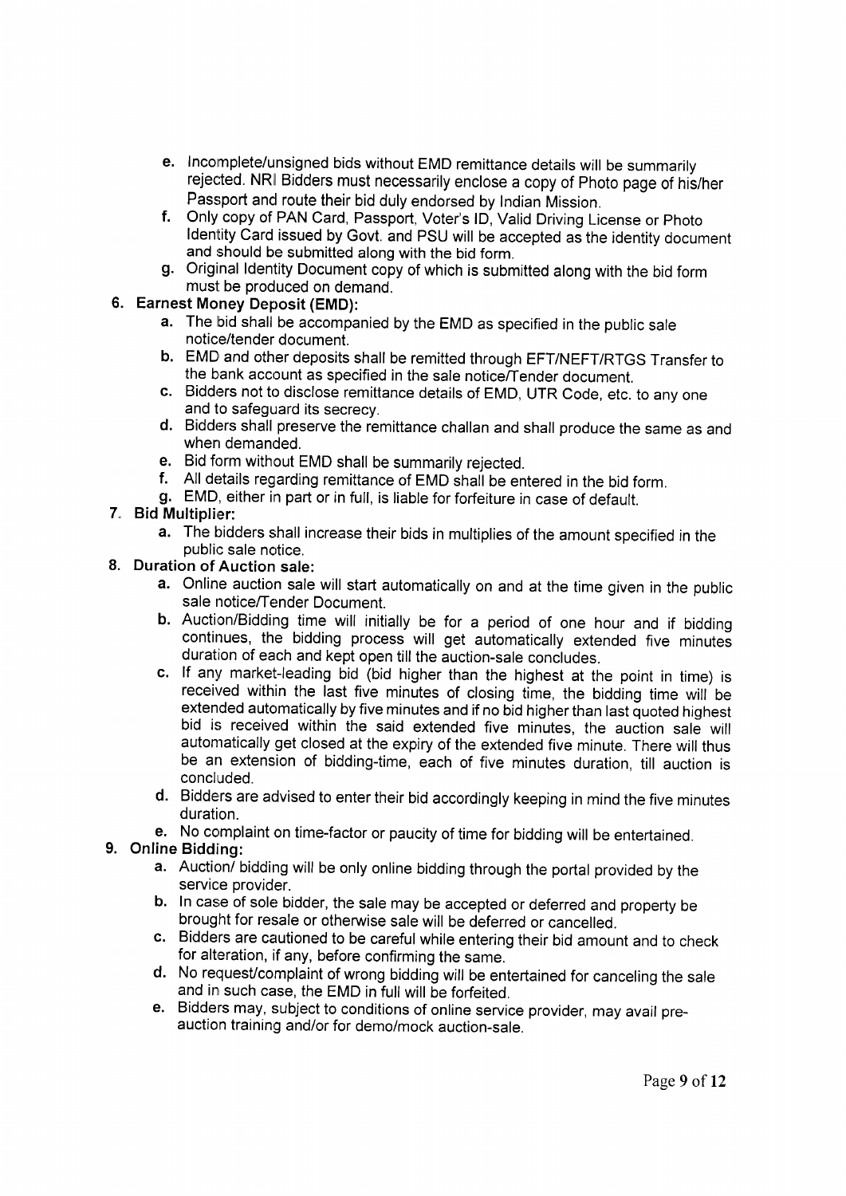e. Incomplete/unsigned bids without EMD remittance details will be summarily rejected. NRI Bidders must necessarily enclose a copy of Photo page of his/her Passport and route their bid duly endorsed by Indian Mission.

f. Only copy of PAN Card, Passport, Voter's ID, Valid Driving License or Photo Identity Card issued by Govt. and PSU will be accepted as the identity document and should be submitted along with the bid form.

g. Original Identity Document copy of which is submitted along with the bid form must be produced on demand.

**6. Earnest Money Deposit (EMD):**

a. The bid shall be accompanied by the EMD as specified in the public sale notice/tender document.

b. EMD and other deposits shall be remitted through EFT/NEFT/RTGS Transfer to the bank account as specified in the sale notice/Tender document.

c. Bidders not to disclose remittance details of EMD, UTR Code, etc. to any one and to safeguard its secrecy.

d. Bidders shall preserve the remittance challan and shall produce the same as and when demanded.

e. Bid form without EMD shall be summarily rejected.

f. All details regarding remittance of EMD shall be entered in the bid form.

g. EMD, either in part or in full, is liable for forfeiture in case of default.

**7. Bid Multiplier:**

a. The bidders shall increase their bids in multiplies of the amount specified in the public sale notice.

**8. Duration of Auction sale:**

a. Online auction sale will start automatically on and at the time given in the public sale notice/Tender Document.

b. Auction/Bidding time will initially be for a period of one hour and if bidding continues, the bidding process will get automatically extended five minutes duration of each and kept open till the auction-sale concludes.

c. If any market-leading bid (bid higher than the highest at the point in time) is received within the last five minutes of closing time, the bidding time will be extended automatically by five minutes and if no bid higher than last quoted highest bid is received within the said extended five minutes, the auction sale will automatically get closed at the expiry of the extended five minute. There will thus be an extension of bidding-time, each of five minutes duration, till auction is concluded.

d. Bidders are advised to enter their bid accordingly keeping in mind the five minutes duration.

e. No complaint on time-factor or paucity of time for bidding will be entertained.

**9. Online Bidding:**

a. Auction/ bidding will be only online bidding through the portal provided by the service provider.

b. In case of sole bidder, the sale may be accepted or deferred and property be brought for resale or otherwise sale will be deferred or cancelled.

c. Bidders are cautioned to be careful while entering their bid amount and to check for alteration, if any, before confirming the same.

d. No request/complaint of wrong bidding will be entertained for canceling the sale and in such case, the EMD in full will be forfeited.

e. Bidders may, subject to conditions of online service provider, may avail pre-auction training and/or for demo/mock auction-sale.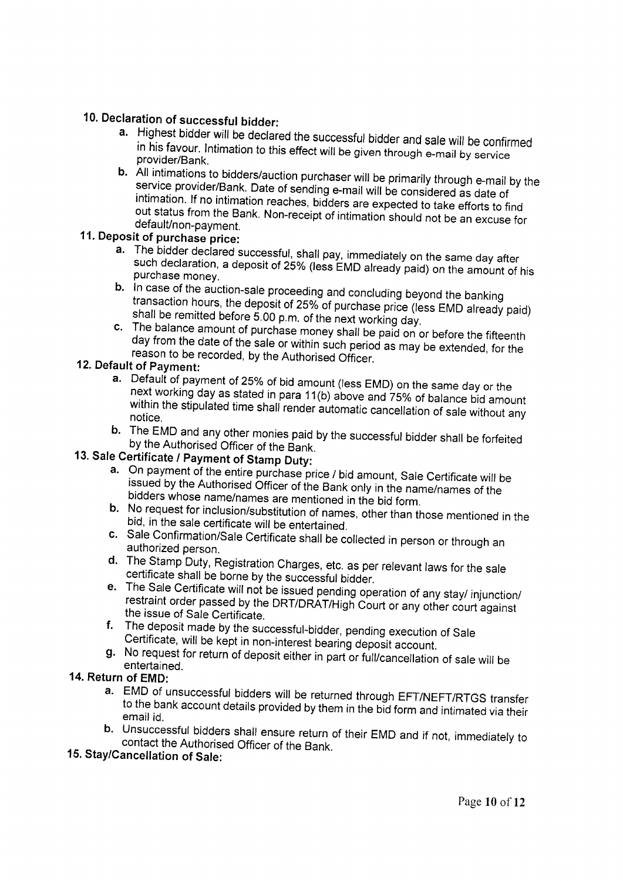**10. Declaration of successful bidder:**

a. Highest bidder will be declared the successful bidder and sale will be confirmed in his favour. Intimation to this effect will be given through e-mail by service provider/Bank.

b. All intimations to bidders/auction purchaser will be primarily through e-mail by the service provider/Bank. Date of sending e-mail will be considered as date of intimation. If no intimation reaches, bidders are expected to take efforts to find out status from the Bank. Non-receipt of intimation should not be an excuse for default/non-payment.

**11. Deposit of purchase price:**

a. The bidder declared successful, shall pay, immediately on the same day after such declaration, a deposit of 25% (less EMD already paid) on the amount of his purchase money.

b. In case of the auction-sale proceeding and concluding beyond the banking transaction hours, the deposit of 25% of purchase price (less EMD already paid) shall be remitted before 5.00 p.m. of the next working day.

c. The balance amount of purchase money shall be paid on or before the fifteenth day from the date of the sale or within such period as may be extended, for the reason to be recorded, by the Authorised Officer.

**12. Default of Payment:**

a. Default of payment of 25% of bid amount (less EMD) on the same day or the next working day as stated in para 11(b) above and 75% of balance bid amount within the stipulated time shall render automatic cancellation of sale without any notice.

b. The EMD and any other monies paid by the successful bidder shall be forfeited by the Authorised Officer of the Bank.

**13. Sale Certificate / Payment of Stamp Duty:**

a. On payment of the entire purchase price / bid amount, Sale Certificate will be issued by the Authorised Officer of the Bank only in the name/names of the bidders whose name/names are mentioned in the bid form.

b. No request for inclusion/substitution of names, other than those mentioned in the bid, in the sale certificate will be entertained.

c. Sale Confirmation/Sale Certificate shall be collected in person or through an authorized person.

d. The Stamp Duty, Registration Charges, etc. as per relevant laws for the sale certificate shall be borne by the successful bidder.

e. The Sale Certificate will not be issued pending operation of any stay/ injunction/ restraint order passed by the DRT/DRAT/High Court or any other court against the issue of Sale Certificate.

f. The deposit made by the successful-bidder, pending execution of Sale Certificate, will be kept in non-interest bearing deposit account.

g. No request for return of deposit either in part or full/cancellation of sale will be entertained.

**14. Return of EMD:**

a. EMD of unsuccessful bidders will be returned through EFT/NEFT/RTGS transfer to the bank account details provided by them in the bid form and intimated via their email id.

b. Unsuccessful bidders shall ensure return of their EMD and if not, immediately to contact the Authorised Officer of the Bank.

**15. Stay/Cancellation of Sale:**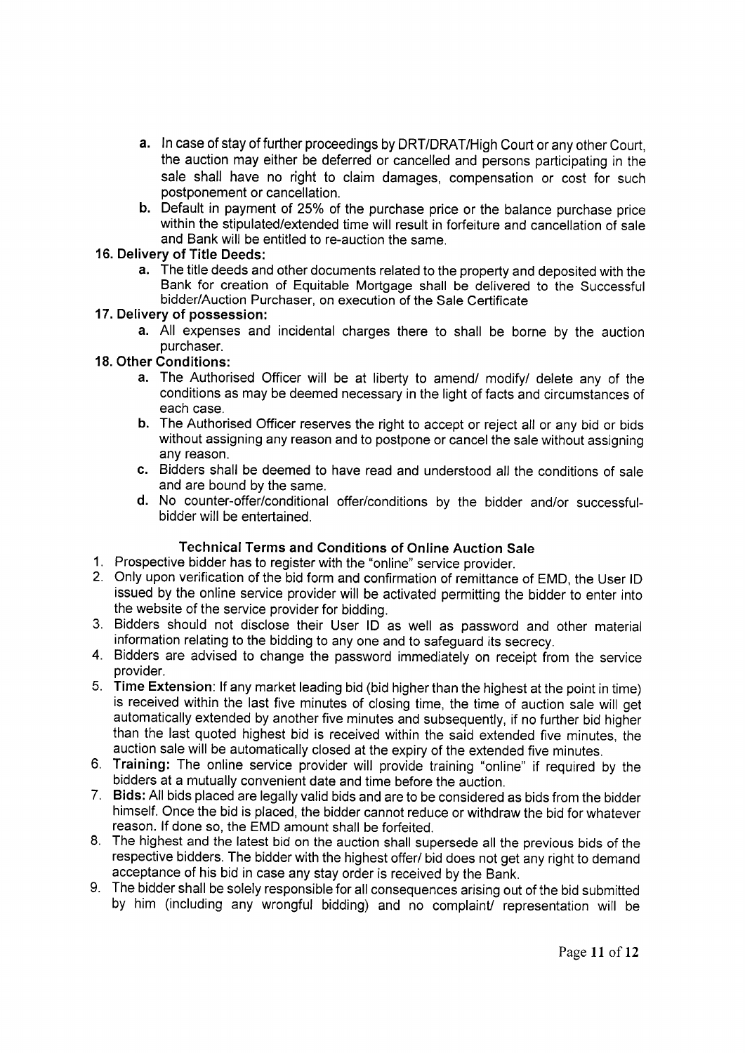a. In case of stay of further proceedings by DRT/DRAT/High Court or any other Court, the auction may either be deferred or cancelled and persons participating in the sale shall have no right to claim damages, compensation or cost for such postponement or cancellation.

b. Default in payment of 25% of the purchase price or the balance purchase price within the stipulated/extended time will result in forfeiture and cancellation of sale and Bank will be entitled to re-auction the same.

**16. Delivery of Title Deeds:**

a. The title deeds and other documents related to the property and deposited with the Bank for creation of Equitable Mortgage shall be delivered to the Successful bidder/Auction Purchaser, on execution of the Sale Certificate

**17. Delivery of possession:**

a. All expenses and incidental charges there to shall be borne by the auction purchaser.

**18. Other Conditions:**

a. The Authorised Officer will be at liberty to amend/ modify/ delete any of the conditions as may be deemed necessary in the light of facts and circumstances of each case.

b. The Authorised Officer reserves the right to accept or reject all or any bid or bids without assigning any reason and to postpone or cancel the sale without assigning any reason.

c. Bidders shall be deemed to have read and understood all the conditions of sale and are bound by the same.

d. No counter-offer/conditional offer/conditions by the bidder and/or successful-bidder will be entertained.

## Technical Terms and Conditions of Online Auction Sale

1. Prospective bidder has to register with the "online" service provider.
2. Only upon verification of the bid form and confirmation of remittance of EMD, the User ID issued by the online service provider will be activated permitting the bidder to enter into the website of the service provider for bidding.
3. Bidders should not disclose their User ID as well as password and other material information relating to the bidding to any one and to safeguard its secrecy.
4. Bidders are advised to change the password immediately on receipt from the service provider.
5. **Time Extension**: If any market leading bid (bid higher than the highest at the point in time) is received within the last five minutes of closing time, the time of auction sale will get automatically extended by another five minutes and subsequently, if no further bid higher than the last quoted highest bid is received within the said extended five minutes, the auction sale will be automatically closed at the expiry of the extended five minutes.
6. **Training:** The online service provider will provide training "online" if required by the bidders at a mutually convenient date and time before the auction.
7. **Bids:** All bids placed are legally valid bids and are to be considered as bids from the bidder himself. Once the bid is placed, the bidder cannot reduce or withdraw the bid for whatever reason. If done so, the EMD amount shall be forfeited.
8. The highest and the latest bid on the auction shall supersede all the previous bids of the respective bidders. The bidder with the highest offer/ bid does not get any right to demand acceptance of his bid in case any stay order is received by the Bank.
9. The bidder shall be solely responsible for all consequences arising out of the bid submitted by him (including any wrongful bidding) and no complaint/ representation will be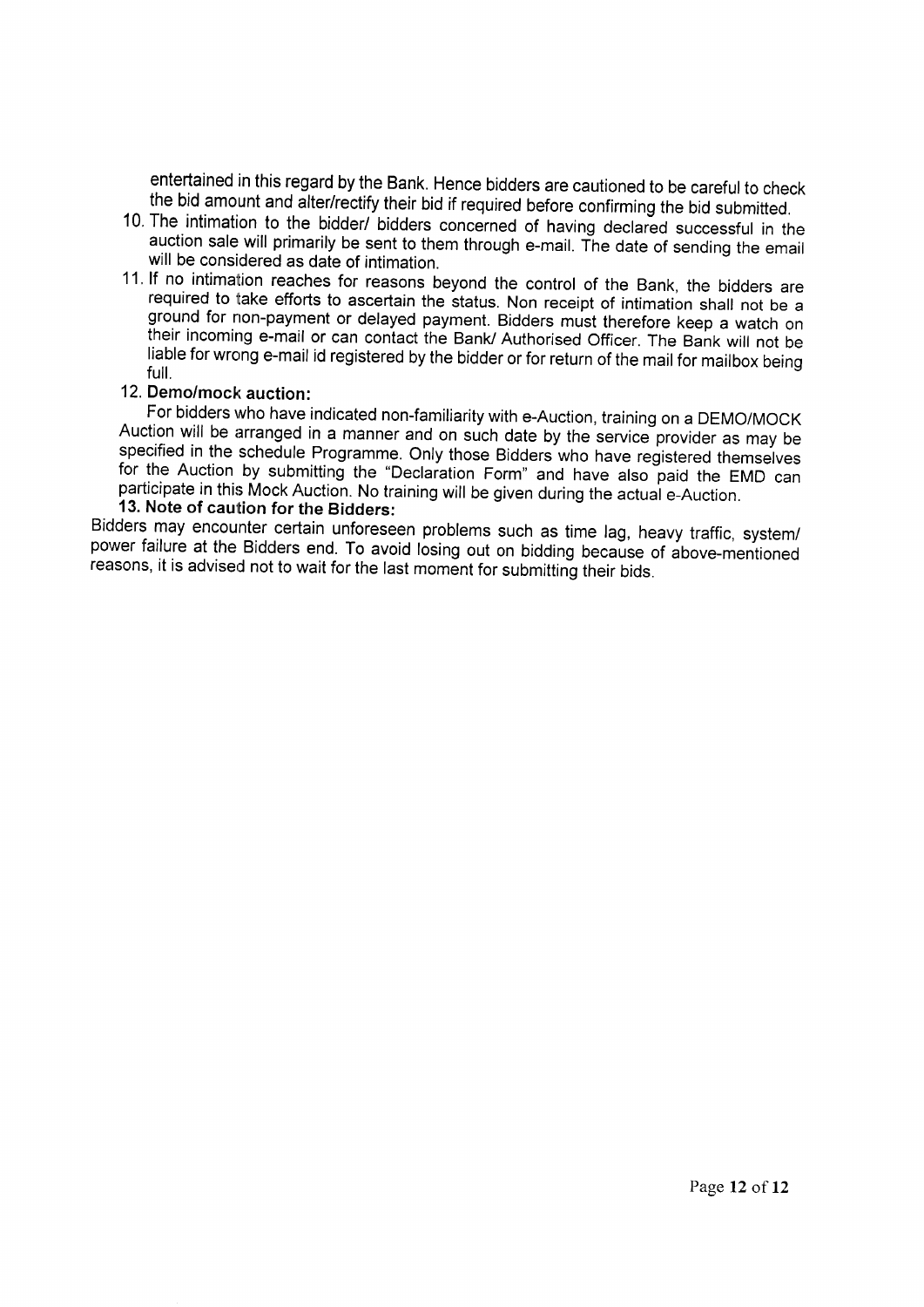entertained in this regard by the Bank. Hence bidders are cautioned to be careful to check the bid amount and alter/rectify their bid if required before confirming the bid submitted.

10. The intimation to the bidder/ bidders concerned of having declared successful in the auction sale will primarily be sent to them through e-mail. The date of sending the email will be considered as date of intimation.
11. If no intimation reaches for reasons beyond the control of the Bank, the bidders are required to take efforts to ascertain the status. Non receipt of intimation shall not be a ground for non-payment or delayed payment. Bidders must therefore keep a watch on their incoming e-mail or can contact the Bank/ Authorised Officer. The Bank will not be liable for wrong e-mail id registered by the bidder or for return of the mail for mailbox being full.
12. **Demo/mock auction:**

    For bidders who have indicated non-familiarity with e-Auction, training on a DEMO/MOCK Auction will be arranged in a manner and on such date by the service provider as may be specified in the schedule Programme. Only those Bidders who have registered themselves for the Auction by submitting the "Declaration Form" and have also paid the EMD can participate in this Mock Auction. No training will be given during the actual e-Auction.

13. **Note of caution for the Bidders:**

Bidders may encounter certain unforeseen problems such as time lag, heavy traffic, system/ power failure at the Bidders end. To avoid losing out on bidding because of above-mentioned reasons, it is advised not to wait for the last moment for submitting their bids.